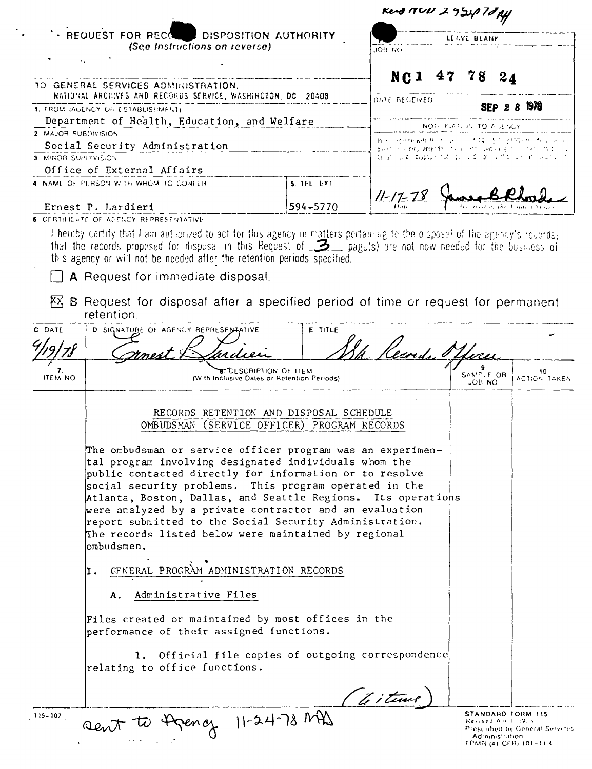Kess NCU 2 95p 78 14

**REQUEST FOR RECORDS DISPOSITION AUTHORITY**
*(See Instructions on reverse)*

LEAVE BLANK

JOB NO

**NC1 47 78 24**

DATE RECEIVED **SEP 28 1978**

NOTIFICATION TO AGENCY

11-17-78 James B Rhoads

TO GENERAL SERVICES ADMINISTRATION, NATIONAL ARCHIVES AND RECORDS SERVICE, WASHINGTON, DC 20408

1. FROM (AGENCY OR ESTABLISHMENT)
Department of Health, Education, and Welfare

2. MAJOR SUBDIVISION
Social Security Administration

3. MINOR SUBDIVISION
Office of External Affairs

4. NAME OF PERSON WITH WHOM TO CONFER
Ernest P. Lardieri

5. TEL EXT
594-5770

6. CERTIFICATE OF AGENCY REPRESENTATIVE

I hereby certify that I am authorized to act for this agency in matters pertaining to the disposal of the agency's records; that the records proposed for disposal in this Request of 3 page(s) are not now needed for the business of this agency or will not be needed after the retention periods specified.

☐ A Request for immediate disposal.

☒ B Request for disposal after a specified period of time or request for permanent retention.

| C DATE | D SIGNATURE OF AGENCY REPRESENTATIVE | E TITLE |
|---|---|---|
| 9/19/78 | Ernest P. Lardieri | SSA Records Officer |

| 7. ITEM NO | 8. DESCRIPTION OF ITEM (With Inclusive Dates or Retention Periods) | 9. SAMPLE OR JOB NO | 10. ACTION TAKEN |
|---|---|---|---|

RECORDS RETENTION AND DISPOSAL SCHEDULE
OMBUDSMAN (SERVICE OFFICER) PROGRAM RECORDS

The ombudsman or service officer program was an experimental program involving designated individuals whom the public contacted directly for information or to resolve social security problems. This program operated in the Atlanta, Boston, Dallas, and Seattle Regions. Its operations were analyzed by a private contractor and an evaluation report submitted to the Social Security Administration. The records listed below were maintained by regional ombudsmen.

I. GENERAL PROGRAM ADMINISTRATION RECORDS

A. Administrative Files

Files created or maintained by most offices in the performance of their assigned functions.

1. Official file copies of outgoing correspondence relating to office functions.

(6 items)

115-107

Sent to Agency 11-24-78 MAD

STANDARD FORM 115
Revised April 1975
Prescribed by General Services Administration
FPMR (41 CFR) 101-11.4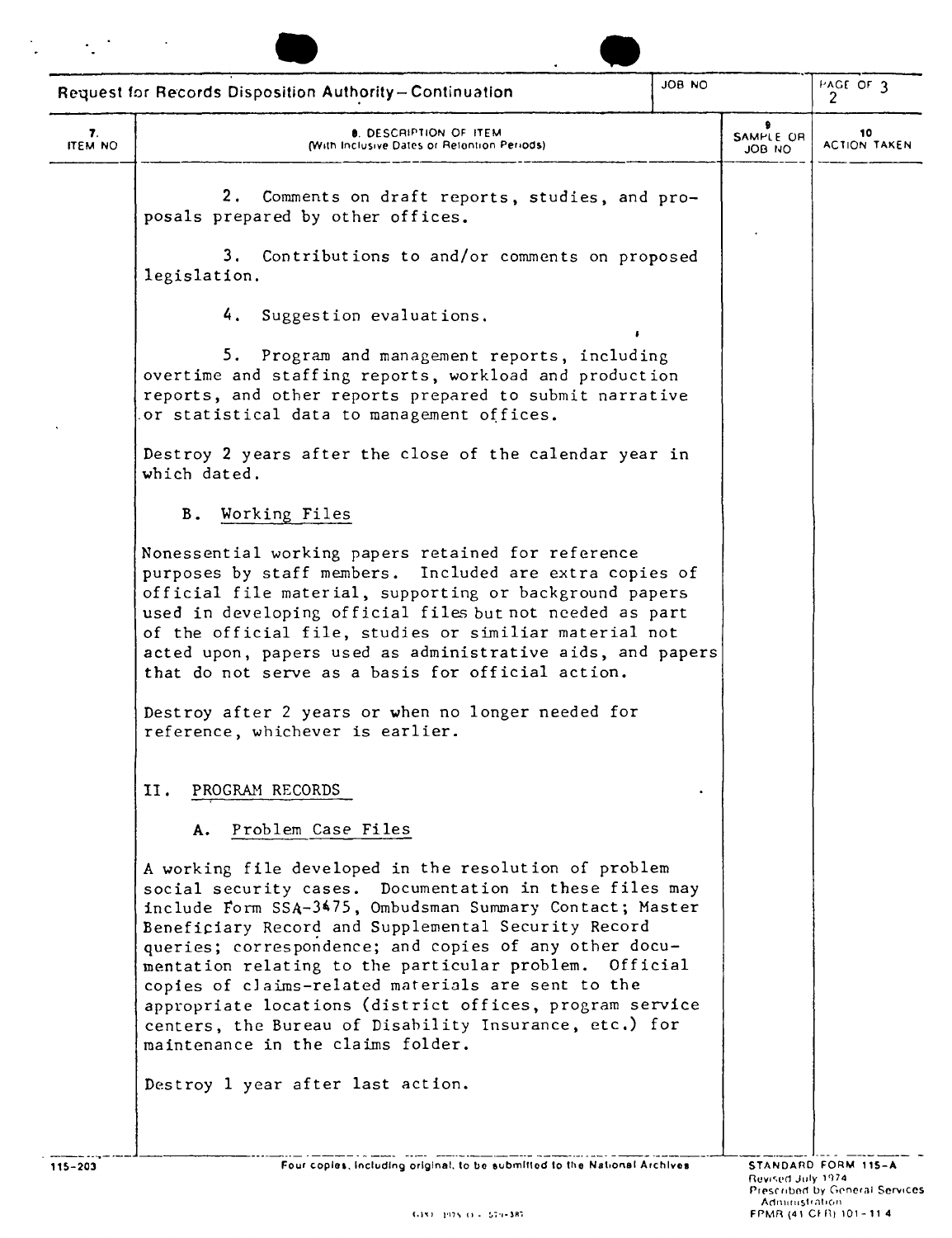Request for Records Disposition Authority—Continuation

| 7. ITEM NO | 8. DESCRIPTION OF ITEM (With Inclusive Dates or Retention Periods) | 9 SAMPLE OR JOB NO | 10 ACTION TAKEN |
|---|---|---|---|

2. Comments on draft reports, studies, and proposals prepared by other offices.

3. Contributions to and/or comments on proposed legislation.

4. Suggestion evaluations.

5. Program and management reports, including overtime and staffing reports, workload and production reports, and other reports prepared to submit narrative or statistical data to management offices.

Destroy 2 years after the close of the calendar year in which dated.

B. Working Files

Nonessential working papers retained for reference purposes by staff members. Included are extra copies of official file material, supporting or background papers used in developing official files but not needed as part of the official file, studies or similiar material not acted upon, papers used as administrative aids, and papers that do not serve as a basis for official action.

Destroy after 2 years or when no longer needed for reference, whichever is earlier.

II. PROGRAM RECORDS

A. Problem Case Files

A working file developed in the resolution of problem social security cases. Documentation in these files may include Form SSA-3475, Ombudsman Summary Contact; Master Beneficiary Record and Supplemental Security Record queries; correspondence; and copies of any other documentation relating to the particular problem. Official copies of claims-related materials are sent to the appropriate locations (district offices, program service centers, the Bureau of Disability Insurance, etc.) for maintenance in the claims folder.

Destroy 1 year after last action.

115-203 Four copies, including original, to be submitted to the National Archives

STANDARD FORM 115-A
Revised July 1974
Prescribed by General Services Administration
FPMR (41 CFR) 101-11.4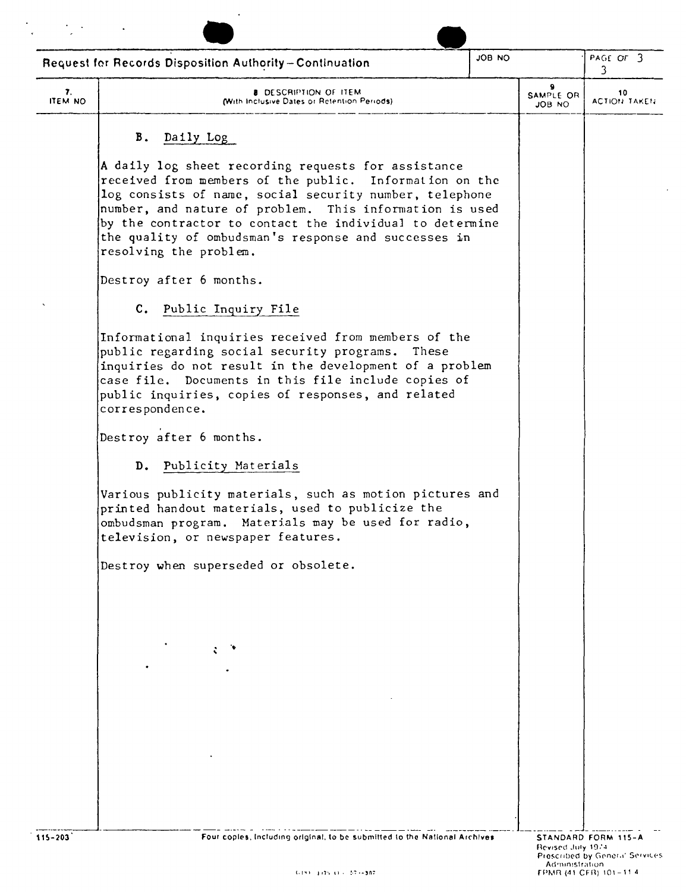**Request for Records Disposition Authority – Continuation**

| JOB NO | PAGE 3 OF 3 |
|---|---|

| 7. ITEM NO | 8. DESCRIPTION OF ITEM (With Inclusive Dates or Retention Periods) | 9. SAMPLE OR JOB NO | 10. ACTION TAKEN |
|---|---|---|---|

B. Daily Log

A daily log sheet recording requests for assistance received from members of the public. Information on the log consists of name, social security number, telephone number, and nature of problem. This information is used by the contractor to contact the individual to determine the quality of ombudsman's response and successes in resolving the problem.

Destroy after 6 months.

C. Public Inquiry File

Informational inquiries received from members of the public regarding social security programs. These inquiries do not result in the development of a problem case file. Documents in this file include copies of public inquiries, copies of responses, and related correspondence.

Destroy after 6 months.

D. Publicity Materials

Various publicity materials, such as motion pictures and printed handout materials, used to publicize the ombudsman program. Materials may be used for radio, television, or newspaper features.

Destroy when superseded or obsolete.

115-203

Four copies, including original, to be submitted to the National Archives

STANDARD FORM 115-A
Revised July 1974
Prescribed by General Services Administration
FPMR (41 CFR) 101-11.4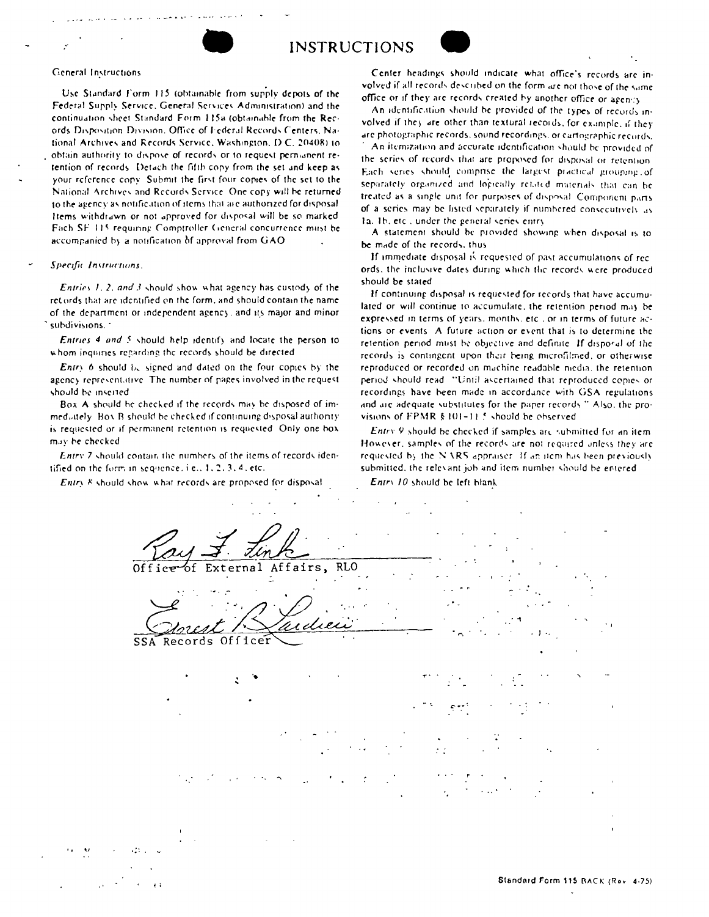# INSTRUCTIONS

General Instructions

Use Standard Form 115 (obtainable from supply depots of the Federal Supply Service, General Services Administration) and the continuation sheet Standard Form 115a (obtainable from the Records Disposition Division, Office of Federal Records Centers, National Archives and Records Service, Washington, D.C. 20408) to obtain authority to dispose of records or to request permanent retention of records. Detach the fifth copy from the set and keep as your reference copy. Submit the first four copies of the set to the National Archives and Records Service. One copy will be returned to the agency as notification of items that are authorized for disposal. Items withdrawn or not approved for disposal will be so marked. Each SF 115 requiring Comptroller General concurrence must be accompanied by a notification of approval from GAO.

*Specific Instructions.*

*Entries 1, 2, and 3* should show what agency has custody of the records that are identified on the form, and should contain the name of the department or independent agency, and its major and minor subdivisions.

*Entries 4 and 5* should help identify and locate the person to whom inquiries regarding the records should be directed.

*Entry 6* should be signed and dated on the four copies by the agency representative. The number of pages involved in the request should be inserted.

Box A should be checked if the records may be disposed of immediately. Box B should be checked if continuing disposal authority is requested or if permanent retention is requested. Only one box may be checked.

*Entry 7* should contain the numbers of the items of records identified on the form in sequence, i.e., 1, 2, 3, 4, etc.

*Entry 8* should show what records are proposed for disposal.

Center headings should indicate what office's records are involved if all records described on the form are not those of the same office or if they are records created by another office or agency.

An identification should be provided of the types of records involved if they are other than textural records, for example, if they are photographic records, sound recordings, or cartographic records.

An itemization and accurate identification should be provided of the series of records that are proposed for disposal or retention. Each series should comprise the largest practical grouping of separately organized and logically related materials that can be treated as a single unit for purposes of disposal. Component parts of a series may be listed separately if numbered consecutively as 1a, 1b, etc., under the general series entry.

A statement should be provided showing when disposal is to be made of the records, thus:

If immediate disposal is requested of past accumulations of records, the inclusive dates during which the records were produced should be stated.

If continuing disposal is requested for records that have accumulated or will continue to accumulate, the retention period may be expressed in terms of years, months, etc., or in terms of future actions or events. A future action or event that is to determine the retention period must be objective and definite. If disposal of the records is contingent upon their being microfilmed, or otherwise reproduced or recorded on machine readable media, the retention period should read: "Until ascertained that reproduced copies or recordings have been made in accordance with GSA regulations and are adequate substitutes for the paper records." Also, the provisions of FPMR § 101-11.5 should be observed.

*Entry 9* should be checked if samples are submitted for an item. However, samples of the records are not required unless they are requested by the NARS appraiser. If an item has been previously submitted, the relevant job and item number should be entered.

*Entry 10* should be left blank.

Ray F. Fink
Office of External Affairs, RLO

Ernest B. Lardieri
SSA Records Officer

Standard Form 115 BACK (Rev. 4-75)